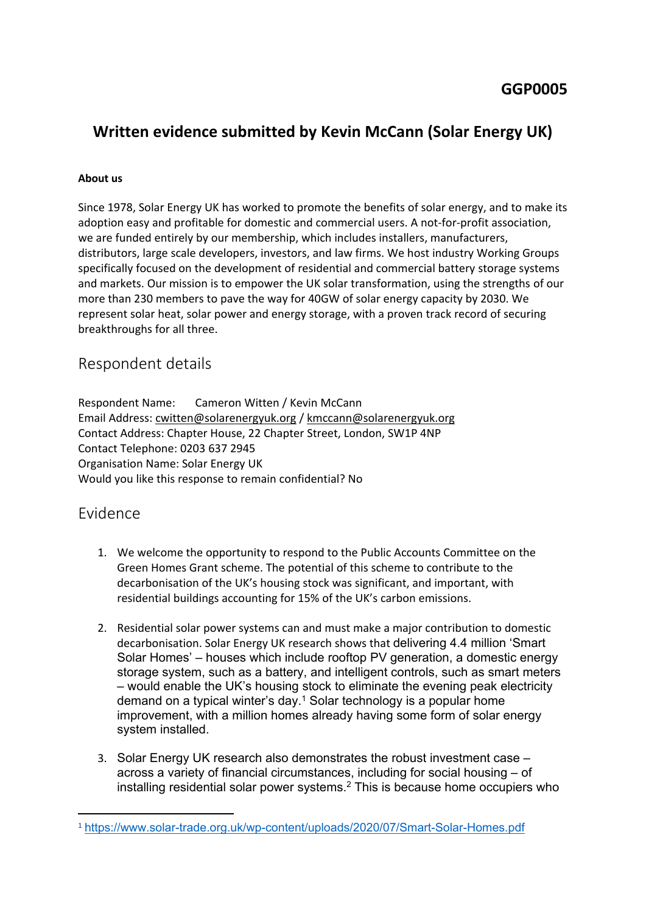**GGP0005**

# Written evidence submitted by Kevin McCann (Solar Energy UK)

**About us**

Since 1978, Solar Energy UK has worked to promote the benefits of solar energy, and to make its adoption easy and profitable for domestic and commercial users. A not-for-profit association, we are funded entirely by our membership, which includes installers, manufacturers, distributors, large scale developers, investors, and law firms. We host industry Working Groups specifically focused on the development of residential and commercial battery storage systems and markets. Our mission is to empower the UK solar transformation, using the strengths of our more than 230 members to pave the way for 40GW of solar energy capacity by 2030. We represent solar heat, solar power and energy storage, with a proven track record of securing breakthroughs for all three.

## Respondent details

Respondent Name: Cameron Witten / Kevin McCann
Email Address: cwitten@solarenergyuk.org / kmccann@solarenergyuk.org
Contact Address: Chapter House, 22 Chapter Street, London, SW1P 4NP
Contact Telephone: 0203 637 2945
Organisation Name: Solar Energy UK
Would you like this response to remain confidential? No

## Evidence

1. We welcome the opportunity to respond to the Public Accounts Committee on the Green Homes Grant scheme. The potential of this scheme to contribute to the decarbonisation of the UK's housing stock was significant, and important, with residential buildings accounting for 15% of the UK's carbon emissions.

2. Residential solar power systems can and must make a major contribution to domestic decarbonisation. Solar Energy UK research shows that delivering 4.4 million 'Smart Solar Homes' – houses which include rooftop PV generation, a domestic energy storage system, such as a battery, and intelligent controls, such as smart meters – would enable the UK's housing stock to eliminate the evening peak electricity demand on a typical winter's day.[1] Solar technology is a popular home improvement, with a million homes already having some form of solar energy system installed.

3. Solar Energy UK research also demonstrates the robust investment case – across a variety of financial circumstances, including for social housing – of installing residential solar power systems.[2] This is because home occupiers who

---

[1] https://www.solar-trade.org.uk/wp-content/uploads/2020/07/Smart-Solar-Homes.pdf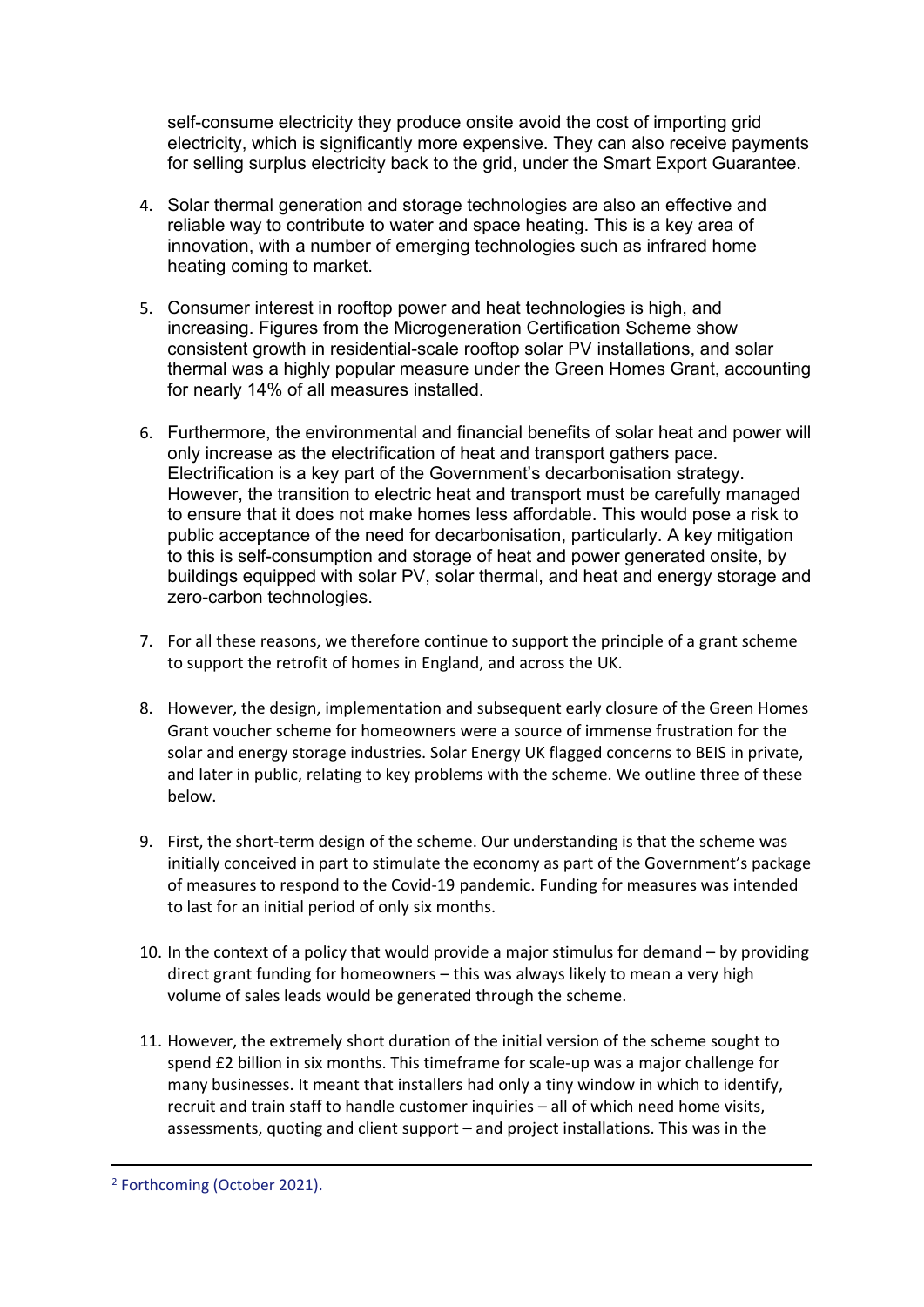self-consume electricity they produce onsite avoid the cost of importing grid electricity, which is significantly more expensive. They can also receive payments for selling surplus electricity back to the grid, under the Smart Export Guarantee.

4. Solar thermal generation and storage technologies are also an effective and reliable way to contribute to water and space heating. This is a key area of innovation, with a number of emerging technologies such as infrared home heating coming to market.

5. Consumer interest in rooftop power and heat technologies is high, and increasing. Figures from the Microgeneration Certification Scheme show consistent growth in residential-scale rooftop solar PV installations, and solar thermal was a highly popular measure under the Green Homes Grant, accounting for nearly 14% of all measures installed.

6. Furthermore, the environmental and financial benefits of solar heat and power will only increase as the electrification of heat and transport gathers pace. Electrification is a key part of the Government's decarbonisation strategy. However, the transition to electric heat and transport must be carefully managed to ensure that it does not make homes less affordable. This would pose a risk to public acceptance of the need for decarbonisation, particularly. A key mitigation to this is self-consumption and storage of heat and power generated onsite, by buildings equipped with solar PV, solar thermal, and heat and energy storage and zero-carbon technologies.

7. For all these reasons, we therefore continue to support the principle of a grant scheme to support the retrofit of homes in England, and across the UK.

8. However, the design, implementation and subsequent early closure of the Green Homes Grant voucher scheme for homeowners were a source of immense frustration for the solar and energy storage industries. Solar Energy UK flagged concerns to BEIS in private, and later in public, relating to key problems with the scheme. We outline three of these below.

9. First, the short-term design of the scheme. Our understanding is that the scheme was initially conceived in part to stimulate the economy as part of the Government's package of measures to respond to the Covid-19 pandemic. Funding for measures was intended to last for an initial period of only six months.

10. In the context of a policy that would provide a major stimulus for demand – by providing direct grant funding for homeowners – this was always likely to mean a very high volume of sales leads would be generated through the scheme.

11. However, the extremely short duration of the initial version of the scheme sought to spend £2 billion in six months. This timeframe for scale-up was a major challenge for many businesses. It meant that installers had only a tiny window in which to identify, recruit and train staff to handle customer inquiries – all of which need home visits, assessments, quoting and client support – and project installations. This was in the

---

[2] Forthcoming (October 2021).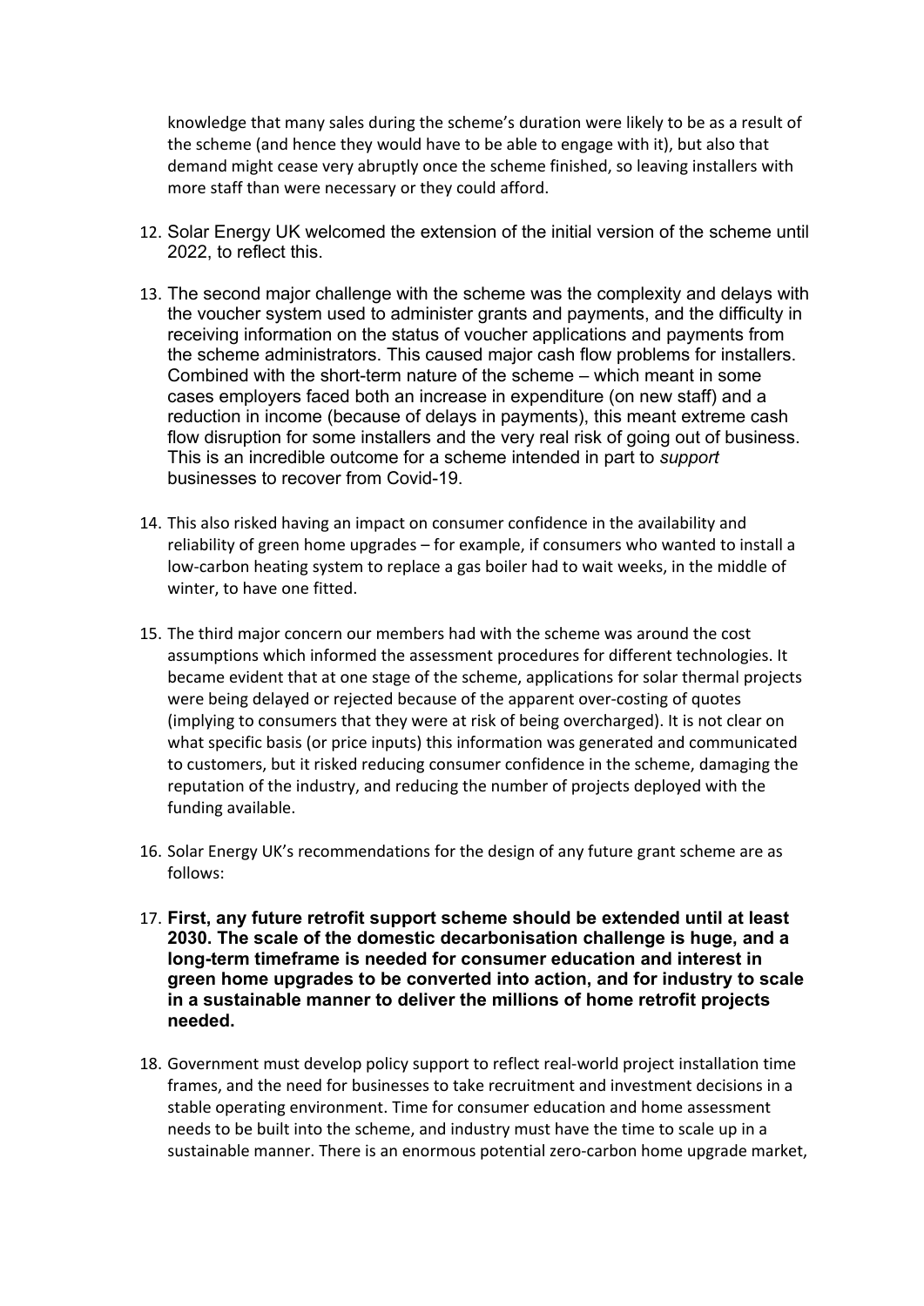knowledge that many sales during the scheme's duration were likely to be as a result of the scheme (and hence they would have to be able to engage with it), but also that demand might cease very abruptly once the scheme finished, so leaving installers with more staff than were necessary or they could afford.

12. Solar Energy UK welcomed the extension of the initial version of the scheme until 2022, to reflect this.

13. The second major challenge with the scheme was the complexity and delays with the voucher system used to administer grants and payments, and the difficulty in receiving information on the status of voucher applications and payments from the scheme administrators. This caused major cash flow problems for installers. Combined with the short-term nature of the scheme – which meant in some cases employers faced both an increase in expenditure (on new staff) and a reduction in income (because of delays in payments), this meant extreme cash flow disruption for some installers and the very real risk of going out of business. This is an incredible outcome for a scheme intended in part to *support* businesses to recover from Covid-19.

14. This also risked having an impact on consumer confidence in the availability and reliability of green home upgrades – for example, if consumers who wanted to install a low-carbon heating system to replace a gas boiler had to wait weeks, in the middle of winter, to have one fitted.

15. The third major concern our members had with the scheme was around the cost assumptions which informed the assessment procedures for different technologies. It became evident that at one stage of the scheme, applications for solar thermal projects were being delayed or rejected because of the apparent over-costing of quotes (implying to consumers that they were at risk of being overcharged). It is not clear on what specific basis (or price inputs) this information was generated and communicated to customers, but it risked reducing consumer confidence in the scheme, damaging the reputation of the industry, and reducing the number of projects deployed with the funding available.

16. Solar Energy UK's recommendations for the design of any future grant scheme are as follows:

17. **First, any future retrofit support scheme should be extended until at least 2030. The scale of the domestic decarbonisation challenge is huge, and a long-term timeframe is needed for consumer education and interest in green home upgrades to be converted into action, and for industry to scale in a sustainable manner to deliver the millions of home retrofit projects needed.**

18. Government must develop policy support to reflect real-world project installation time frames, and the need for businesses to take recruitment and investment decisions in a stable operating environment. Time for consumer education and home assessment needs to be built into the scheme, and industry must have the time to scale up in a sustainable manner. There is an enormous potential zero-carbon home upgrade market,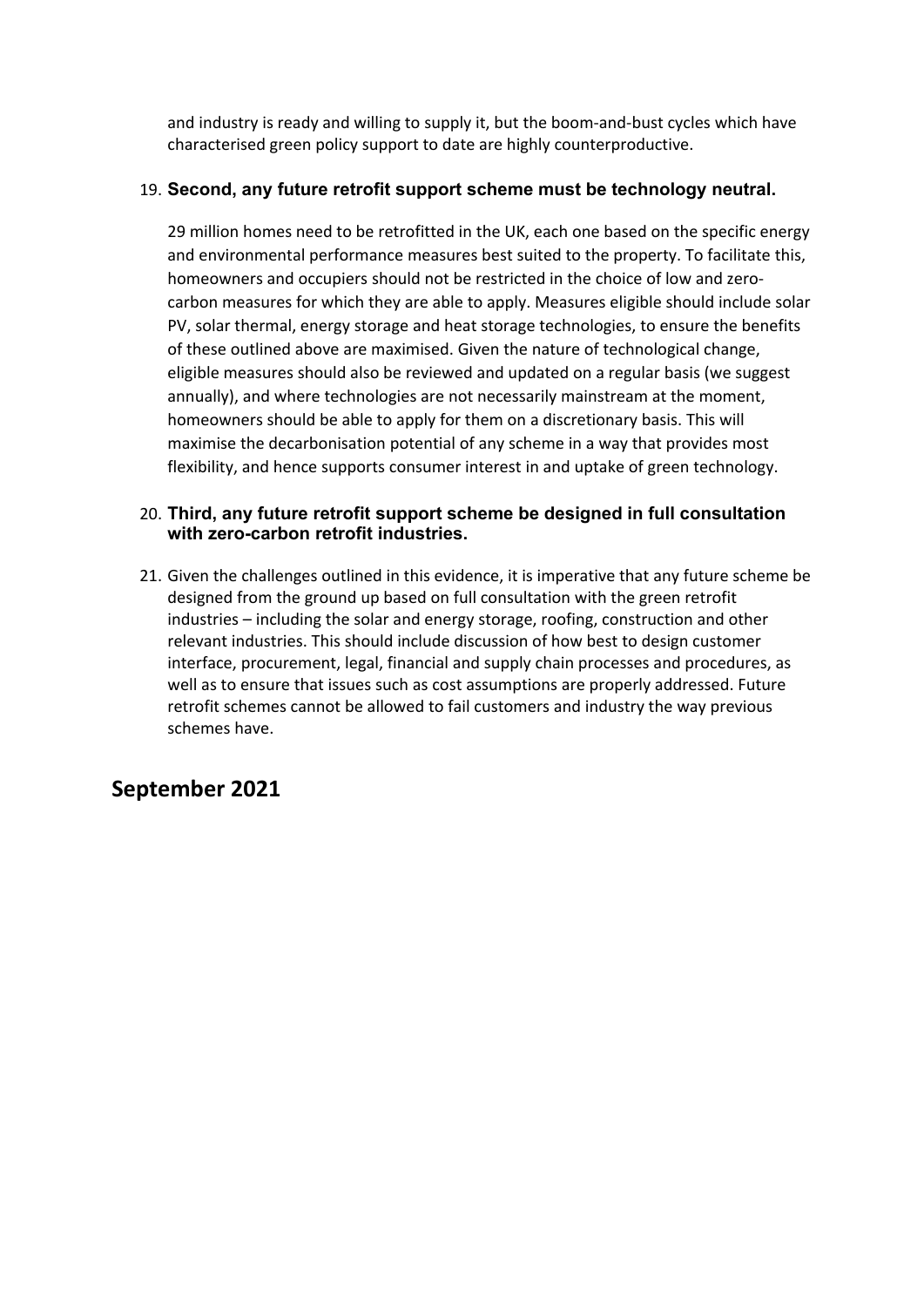and industry is ready and willing to supply it, but the boom-and-bust cycles which have characterised green policy support to date are highly counterproductive.

19. **Second, any future retrofit support scheme must be technology neutral.**

    29 million homes need to be retrofitted in the UK, each one based on the specific energy and environmental performance measures best suited to the property. To facilitate this, homeowners and occupiers should not be restricted in the choice of low and zero-carbon measures for which they are able to apply. Measures eligible should include solar PV, solar thermal, energy storage and heat storage technologies, to ensure the benefits of these outlined above are maximised. Given the nature of technological change, eligible measures should also be reviewed and updated on a regular basis (we suggest annually), and where technologies are not necessarily mainstream at the moment, homeowners should be able to apply for them on a discretionary basis. This will maximise the decarbonisation potential of any scheme in a way that provides most flexibility, and hence supports consumer interest in and uptake of green technology.

20. **Third, any future retrofit support scheme be designed in full consultation with zero-carbon retrofit industries.**

21. Given the challenges outlined in this evidence, it is imperative that any future scheme be designed from the ground up based on full consultation with the green retrofit industries – including the solar and energy storage, roofing, construction and other relevant industries. This should include discussion of how best to design customer interface, procurement, legal, financial and supply chain processes and procedures, as well as to ensure that issues such as cost assumptions are properly addressed. Future retrofit schemes cannot be allowed to fail customers and industry the way previous schemes have.

## September 2021